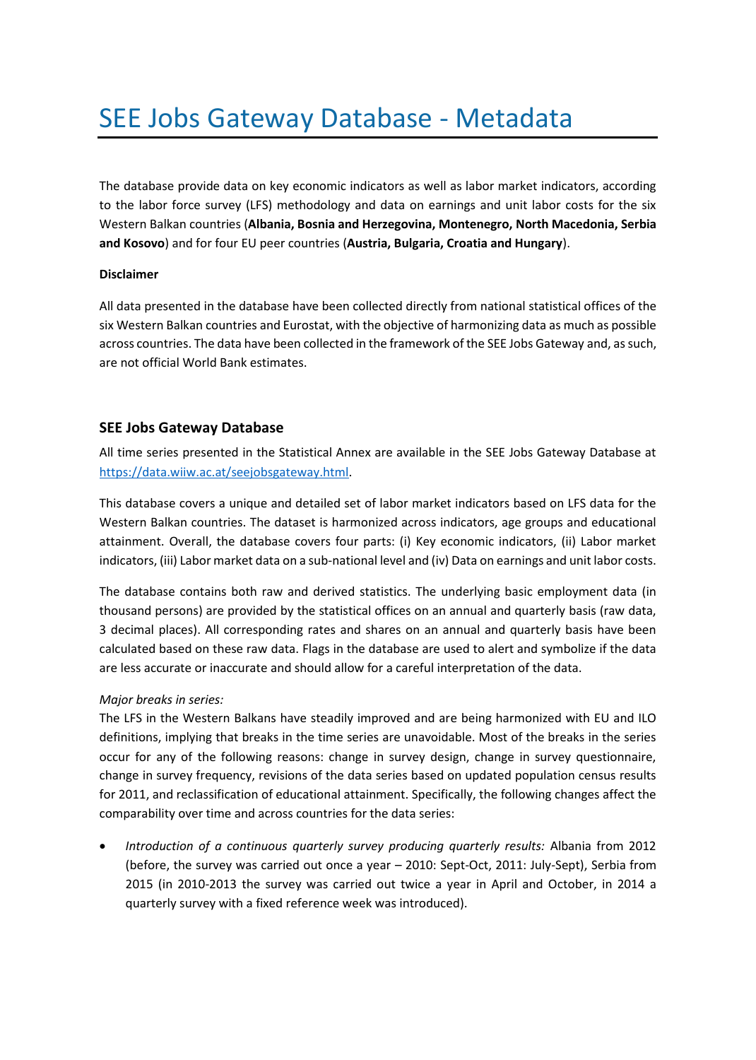# SEE Jobs Gateway Database - Metadata

The database provide data on key economic indicators as well as labor market indicators, according to the labor force survey (LFS) methodology and data on earnings and unit labor costs for the six Western Balkan countries (**Albania, Bosnia and Herzegovina, Montenegro, North Macedonia, Serbia and Kosovo**) and for four EU peer countries (**Austria, Bulgaria, Croatia and Hungary**).

**Disclaimer**

All data presented in the database have been collected directly from national statistical offices of the six Western Balkan countries and Eurostat, with the objective of harmonizing data as much as possible across countries. The data have been collected in the framework of the SEE Jobs Gateway and, as such, are not official World Bank estimates.

## SEE Jobs Gateway Database

All time series presented in the Statistical Annex are available in the SEE Jobs Gateway Database at https://data.wiiw.ac.at/seejobsgateway.html.

This database covers a unique and detailed set of labor market indicators based on LFS data for the Western Balkan countries. The dataset is harmonized across indicators, age groups and educational attainment. Overall, the database covers four parts: (i) Key economic indicators, (ii) Labor market indicators, (iii) Labor market data on a sub-national level and (iv) Data on earnings and unit labor costs.

The database contains both raw and derived statistics. The underlying basic employment data (in thousand persons) are provided by the statistical offices on an annual and quarterly basis (raw data, 3 decimal places). All corresponding rates and shares on an annual and quarterly basis have been calculated based on these raw data. Flags in the database are used to alert and symbolize if the data are less accurate or inaccurate and should allow for a careful interpretation of the data.

*Major breaks in series:*
The LFS in the Western Balkans have steadily improved and are being harmonized with EU and ILO definitions, implying that breaks in the time series are unavoidable. Most of the breaks in the series occur for any of the following reasons: change in survey design, change in survey questionnaire, change in survey frequency, revisions of the data series based on updated population census results for 2011, and reclassification of educational attainment. Specifically, the following changes affect the comparability over time and across countries for the data series:

- *Introduction of a continuous quarterly survey producing quarterly results:* Albania from 2012 (before, the survey was carried out once a year – 2010: Sept-Oct, 2011: July-Sept), Serbia from 2015 (in 2010-2013 the survey was carried out twice a year in April and October, in 2014 a quarterly survey with a fixed reference week was introduced).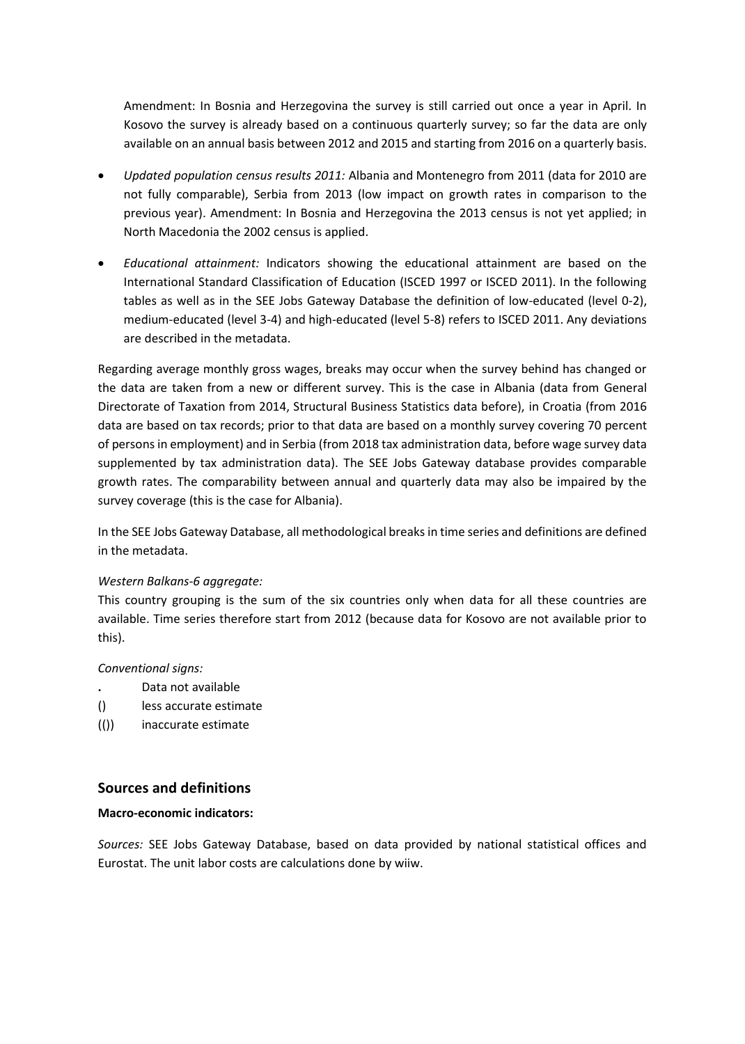Amendment: In Bosnia and Herzegovina the survey is still carried out once a year in April. In Kosovo the survey is already based on a continuous quarterly survey; so far the data are only available on an annual basis between 2012 and 2015 and starting from 2016 on a quarterly basis.

- *Updated population census results 2011:* Albania and Montenegro from 2011 (data for 2010 are not fully comparable), Serbia from 2013 (low impact on growth rates in comparison to the previous year). Amendment: In Bosnia and Herzegovina the 2013 census is not yet applied; in North Macedonia the 2002 census is applied.
- *Educational attainment:* Indicators showing the educational attainment are based on the International Standard Classification of Education (ISCED 1997 or ISCED 2011). In the following tables as well as in the SEE Jobs Gateway Database the definition of low-educated (level 0-2), medium-educated (level 3-4) and high-educated (level 5-8) refers to ISCED 2011. Any deviations are described in the metadata.

Regarding average monthly gross wages, breaks may occur when the survey behind has changed or the data are taken from a new or different survey. This is the case in Albania (data from General Directorate of Taxation from 2014, Structural Business Statistics data before), in Croatia (from 2016 data are based on tax records; prior to that data are based on a monthly survey covering 70 percent of persons in employment) and in Serbia (from 2018 tax administration data, before wage survey data supplemented by tax administration data). The SEE Jobs Gateway database provides comparable growth rates. The comparability between annual and quarterly data may also be impaired by the survey coverage (this is the case for Albania).

In the SEE Jobs Gateway Database, all methodological breaks in time series and definitions are defined in the metadata.

*Western Balkans-6 aggregate:*
This country grouping is the sum of the six countries only when data for all these countries are available. Time series therefore start from 2012 (because data for Kosovo are not available prior to this).

*Conventional signs:*

.        Data not available
()       less accurate estimate
(())     inaccurate estimate

## Sources and definitions

**Macro-economic indicators:**

*Sources:* SEE Jobs Gateway Database, based on data provided by national statistical offices and Eurostat. The unit labor costs are calculations done by wiiw.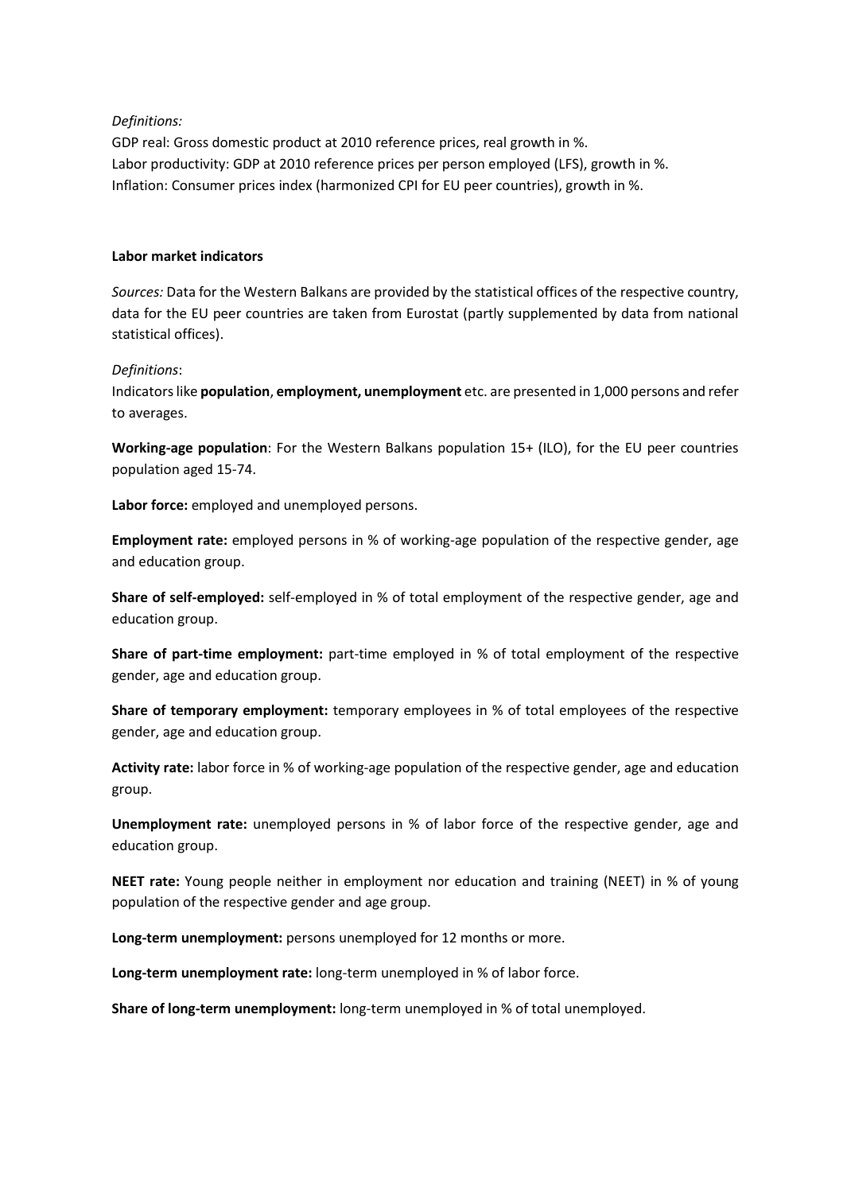*Definitions:*

GDP real: Gross domestic product at 2010 reference prices, real growth in %.
Labor productivity: GDP at 2010 reference prices per person employed (LFS), growth in %.
Inflation: Consumer prices index (harmonized CPI for EU peer countries), growth in %.

**Labor market indicators**

*Sources:* Data for the Western Balkans are provided by the statistical offices of the respective country, data for the EU peer countries are taken from Eurostat (partly supplemented by data from national statistical offices).

*Definitions*:

Indicators like **population**, **employment, unemployment** etc. are presented in 1,000 persons and refer to averages.

**Working-age population**: For the Western Balkans population 15+ (ILO), for the EU peer countries population aged 15-74.

**Labor force:** employed and unemployed persons.

**Employment rate:** employed persons in % of working-age population of the respective gender, age and education group.

**Share of self-employed:** self-employed in % of total employment of the respective gender, age and education group.

**Share of part-time employment:** part-time employed in % of total employment of the respective gender, age and education group.

**Share of temporary employment:** temporary employees in % of total employees of the respective gender, age and education group.

**Activity rate:** labor force in % of working-age population of the respective gender, age and education group.

**Unemployment rate:** unemployed persons in % of labor force of the respective gender, age and education group.

**NEET rate:** Young people neither in employment nor education and training (NEET) in % of young population of the respective gender and age group.

**Long-term unemployment:** persons unemployed for 12 months or more.

**Long-term unemployment rate:** long-term unemployed in % of labor force.

**Share of long-term unemployment:** long-term unemployed in % of total unemployed.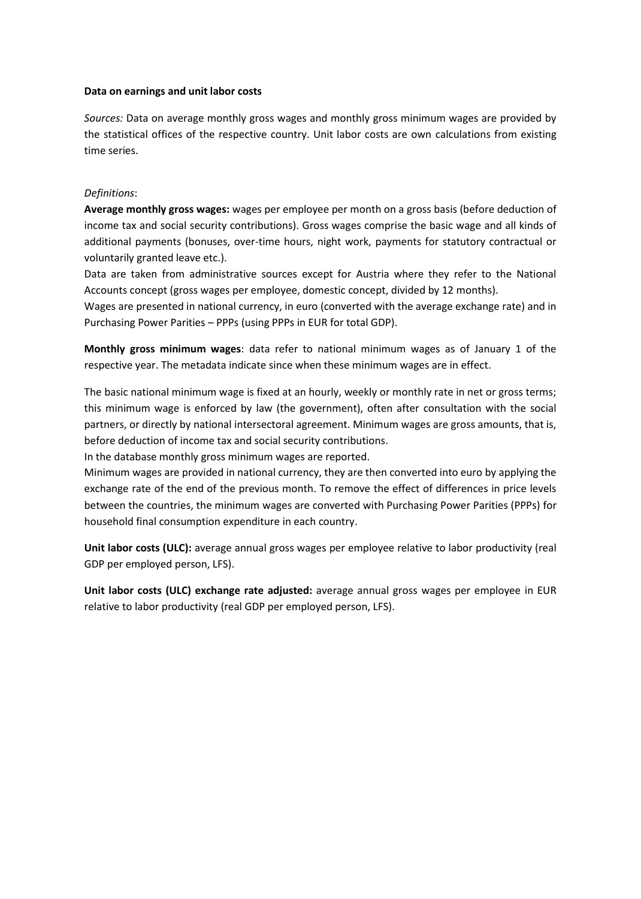**Data on earnings and unit labor costs**

*Sources:* Data on average monthly gross wages and monthly gross minimum wages are provided by the statistical offices of the respective country. Unit labor costs are own calculations from existing time series.

*Definitions*:

**Average monthly gross wages:** wages per employee per month on a gross basis (before deduction of income tax and social security contributions). Gross wages comprise the basic wage and all kinds of additional payments (bonuses, over-time hours, night work, payments for statutory contractual or voluntarily granted leave etc.).

Data are taken from administrative sources except for Austria where they refer to the National Accounts concept (gross wages per employee, domestic concept, divided by 12 months).

Wages are presented in national currency, in euro (converted with the average exchange rate) and in Purchasing Power Parities – PPPs (using PPPs in EUR for total GDP).

**Monthly gross minimum wages**: data refer to national minimum wages as of January 1 of the respective year. The metadata indicate since when these minimum wages are in effect.

The basic national minimum wage is fixed at an hourly, weekly or monthly rate in net or gross terms; this minimum wage is enforced by law (the government), often after consultation with the social partners, or directly by national intersectoral agreement. Minimum wages are gross amounts, that is, before deduction of income tax and social security contributions.

In the database monthly gross minimum wages are reported.

Minimum wages are provided in national currency, they are then converted into euro by applying the exchange rate of the end of the previous month. To remove the effect of differences in price levels between the countries, the minimum wages are converted with Purchasing Power Parities (PPPs) for household final consumption expenditure in each country.

**Unit labor costs (ULC):** average annual gross wages per employee relative to labor productivity (real GDP per employed person, LFS).

**Unit labor costs (ULC) exchange rate adjusted:** average annual gross wages per employee in EUR relative to labor productivity (real GDP per employed person, LFS).